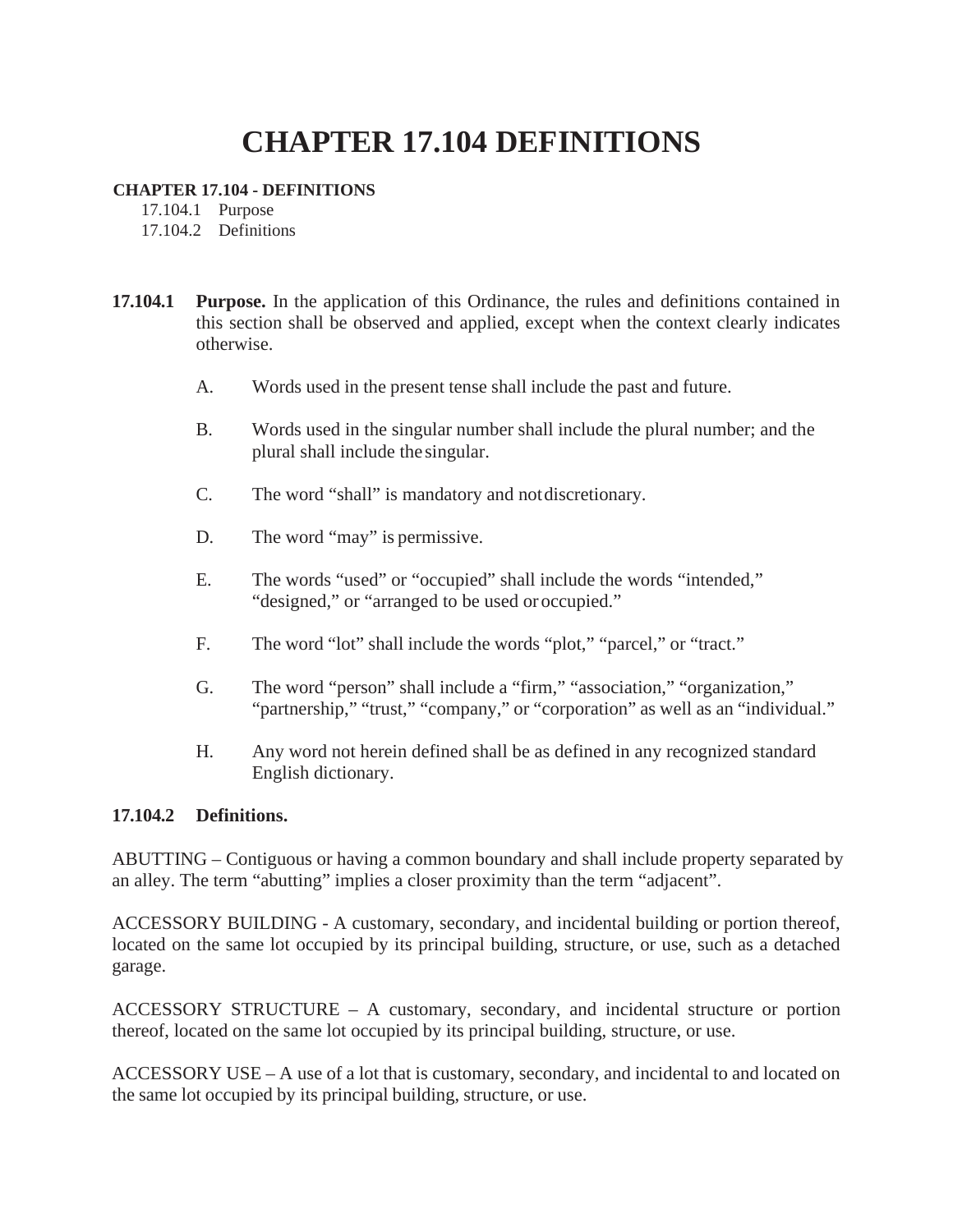# CHAPTER 17.104 DEFINITIONS

**CHAPTER 17.104 - DEFINITIONS**

17.104.1 Purpose
17.104.2 Definitions

**17.104.1 Purpose.** In the application of this Ordinance, the rules and definitions contained in this section shall be observed and applied, except when the context clearly indicates otherwise.

A. Words used in the present tense shall include the past and future.

B. Words used in the singular number shall include the plural number; and the plural shall include the singular.

C. The word "shall" is mandatory and not discretionary.

D. The word "may" is permissive.

E. The words "used" or "occupied" shall include the words "intended," "designed," or "arranged to be used or occupied."

F. The word "lot" shall include the words "plot," "parcel," or "tract."

G. The word "person" shall include a "firm," "association," "organization," "partnership," "trust," "company," or "corporation" as well as an "individual."

H. Any word not herein defined shall be as defined in any recognized standard English dictionary.

**17.104.2 Definitions.**

ABUTTING – Contiguous or having a common boundary and shall include property separated by an alley. The term "abutting" implies a closer proximity than the term "adjacent".

ACCESSORY BUILDING - A customary, secondary, and incidental building or portion thereof, located on the same lot occupied by its principal building, structure, or use, such as a detached garage.

ACCESSORY STRUCTURE – A customary, secondary, and incidental structure or portion thereof, located on the same lot occupied by its principal building, structure, or use.

ACCESSORY USE – A use of a lot that is customary, secondary, and incidental to and located on the same lot occupied by its principal building, structure, or use.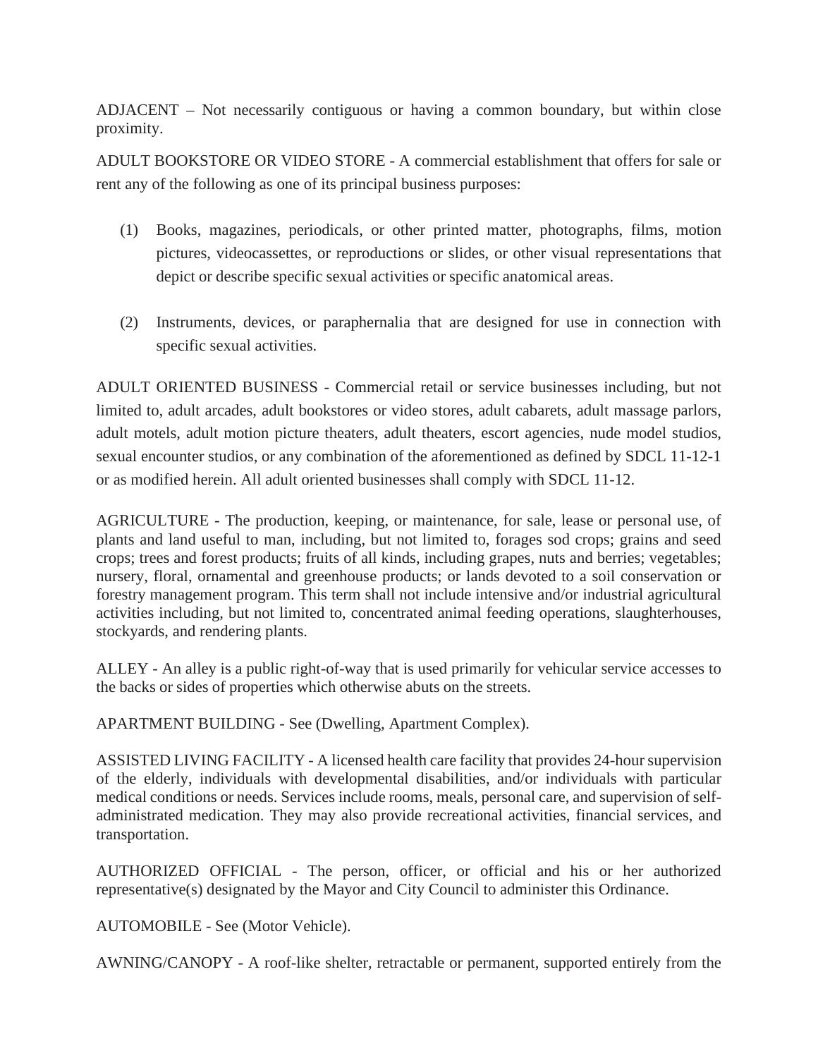ADJACENT – Not necessarily contiguous or having a common boundary, but within close proximity.

ADULT BOOKSTORE OR VIDEO STORE - A commercial establishment that offers for sale or rent any of the following as one of its principal business purposes:

(1) Books, magazines, periodicals, or other printed matter, photographs, films, motion pictures, videocassettes, or reproductions or slides, or other visual representations that depict or describe specific sexual activities or specific anatomical areas.

(2) Instruments, devices, or paraphernalia that are designed for use in connection with specific sexual activities.

ADULT ORIENTED BUSINESS - Commercial retail or service businesses including, but not limited to, adult arcades, adult bookstores or video stores, adult cabarets, adult massage parlors, adult motels, adult motion picture theaters, adult theaters, escort agencies, nude model studios, sexual encounter studios, or any combination of the aforementioned as defined by SDCL 11-12-1 or as modified herein. All adult oriented businesses shall comply with SDCL 11-12.

AGRICULTURE - The production, keeping, or maintenance, for sale, lease or personal use, of plants and land useful to man, including, but not limited to, forages sod crops; grains and seed crops; trees and forest products; fruits of all kinds, including grapes, nuts and berries; vegetables; nursery, floral, ornamental and greenhouse products; or lands devoted to a soil conservation or forestry management program. This term shall not include intensive and/or industrial agricultural activities including, but not limited to, concentrated animal feeding operations, slaughterhouses, stockyards, and rendering plants.

ALLEY - An alley is a public right-of-way that is used primarily for vehicular service accesses to the backs or sides of properties which otherwise abuts on the streets.

APARTMENT BUILDING - See (Dwelling, Apartment Complex).

ASSISTED LIVING FACILITY - A licensed health care facility that provides 24-hour supervision of the elderly, individuals with developmental disabilities, and/or individuals with particular medical conditions or needs. Services include rooms, meals, personal care, and supervision of self-administrated medication. They may also provide recreational activities, financial services, and transportation.

AUTHORIZED OFFICIAL - The person, officer, or official and his or her authorized representative(s) designated by the Mayor and City Council to administer this Ordinance.

AUTOMOBILE - See (Motor Vehicle).

AWNING/CANOPY - A roof-like shelter, retractable or permanent, supported entirely from the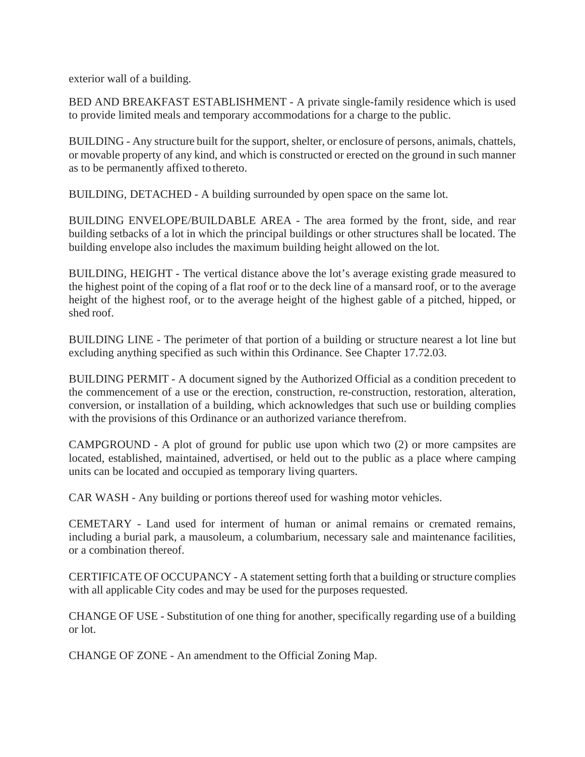exterior wall of a building.

BED AND BREAKFAST ESTABLISHMENT - A private single-family residence which is used to provide limited meals and temporary accommodations for a charge to the public.

BUILDING - Any structure built for the support, shelter, or enclosure of persons, animals, chattels, or movable property of any kind, and which is constructed or erected on the ground in such manner as to be permanently affixed to thereto.

BUILDING, DETACHED - A building surrounded by open space on the same lot.

BUILDING ENVELOPE/BUILDABLE AREA - The area formed by the front, side, and rear building setbacks of a lot in which the principal buildings or other structures shall be located. The building envelope also includes the maximum building height allowed on the lot.

BUILDING, HEIGHT - The vertical distance above the lot's average existing grade measured to the highest point of the coping of a flat roof or to the deck line of a mansard roof, or to the average height of the highest roof, or to the average height of the highest gable of a pitched, hipped, or shed roof.

BUILDING LINE - The perimeter of that portion of a building or structure nearest a lot line but excluding anything specified as such within this Ordinance. See Chapter 17.72.03.

BUILDING PERMIT - A document signed by the Authorized Official as a condition precedent to the commencement of a use or the erection, construction, re-construction, restoration, alteration, conversion, or installation of a building, which acknowledges that such use or building complies with the provisions of this Ordinance or an authorized variance therefrom.

CAMPGROUND - A plot of ground for public use upon which two (2) or more campsites are located, established, maintained, advertised, or held out to the public as a place where camping units can be located and occupied as temporary living quarters.

CAR WASH - Any building or portions thereof used for washing motor vehicles.

CEMETARY - Land used for interment of human or animal remains or cremated remains, including a burial park, a mausoleum, a columbarium, necessary sale and maintenance facilities, or a combination thereof.

CERTIFICATE OF OCCUPANCY - A statement setting forth that a building or structure complies with all applicable City codes and may be used for the purposes requested.

CHANGE OF USE - Substitution of one thing for another, specifically regarding use of a building or lot.

CHANGE OF ZONE - An amendment to the Official Zoning Map.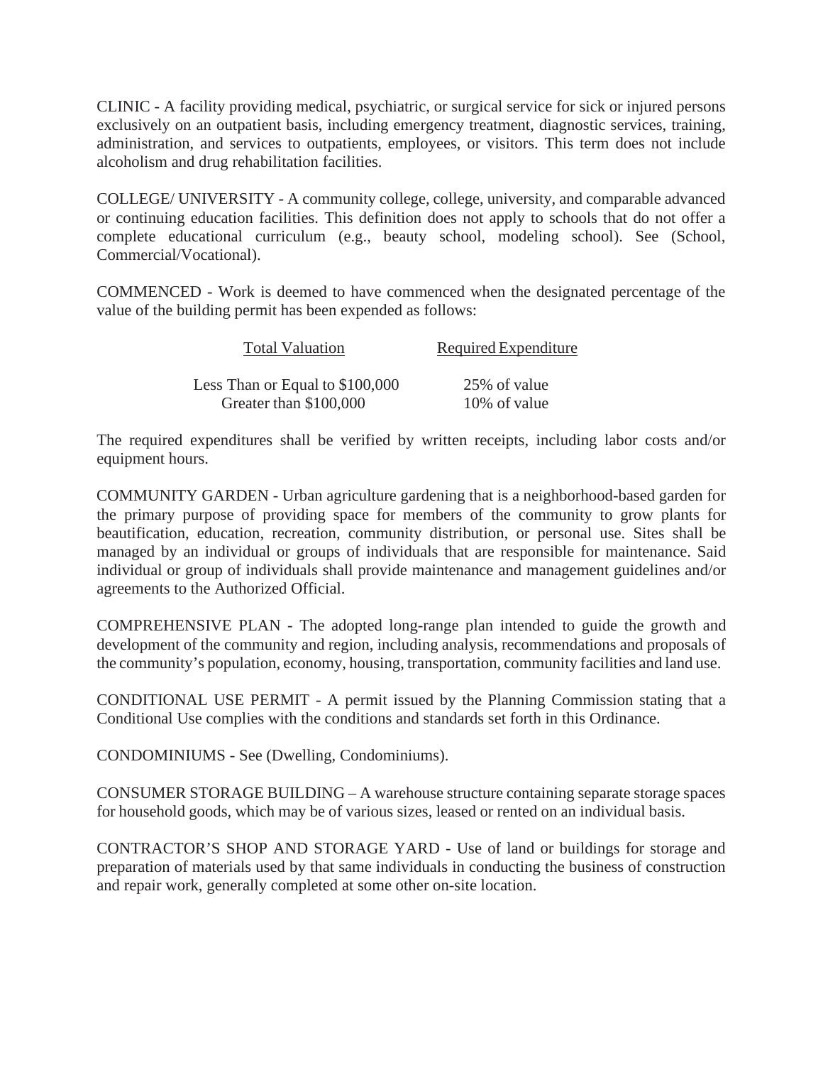CLINIC - A facility providing medical, psychiatric, or surgical service for sick or injured persons exclusively on an outpatient basis, including emergency treatment, diagnostic services, training, administration, and services to outpatients, employees, or visitors. This term does not include alcoholism and drug rehabilitation facilities.

COLLEGE/ UNIVERSITY - A community college, college, university, and comparable advanced or continuing education facilities. This definition does not apply to schools that do not offer a complete educational curriculum (e.g., beauty school, modeling school). See (School, Commercial/Vocational).

COMMENCED - Work is deemed to have commenced when the designated percentage of the value of the building permit has been expended as follows:

| Total Valuation | Required Expenditure |
| --- | --- |
| Less Than or Equal to $100,000 | 25% of value |
| Greater than $100,000 | 10% of value |

The required expenditures shall be verified by written receipts, including labor costs and/or equipment hours.

COMMUNITY GARDEN - Urban agriculture gardening that is a neighborhood-based garden for the primary purpose of providing space for members of the community to grow plants for beautification, education, recreation, community distribution, or personal use. Sites shall be managed by an individual or groups of individuals that are responsible for maintenance. Said individual or group of individuals shall provide maintenance and management guidelines and/or agreements to the Authorized Official.

COMPREHENSIVE PLAN - The adopted long-range plan intended to guide the growth and development of the community and region, including analysis, recommendations and proposals of the community's population, economy, housing, transportation, community facilities and land use.

CONDITIONAL USE PERMIT - A permit issued by the Planning Commission stating that a Conditional Use complies with the conditions and standards set forth in this Ordinance.

CONDOMINIUMS - See (Dwelling, Condominiums).

CONSUMER STORAGE BUILDING – A warehouse structure containing separate storage spaces for household goods, which may be of various sizes, leased or rented on an individual basis.

CONTRACTOR'S SHOP AND STORAGE YARD - Use of land or buildings for storage and preparation of materials used by that same individuals in conducting the business of construction and repair work, generally completed at some other on-site location.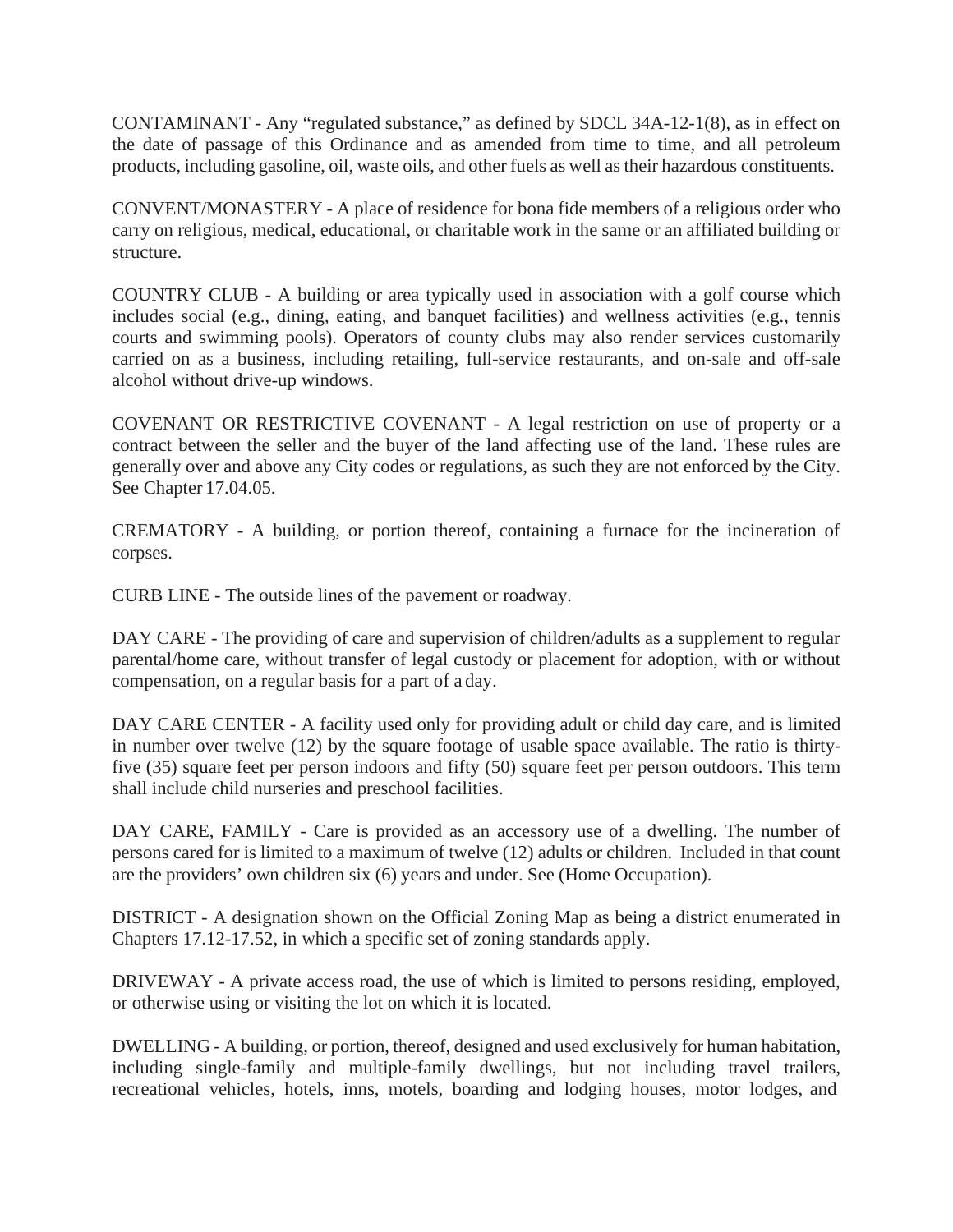CONTAMINANT - Any "regulated substance," as defined by SDCL 34A-12-1(8), as in effect on the date of passage of this Ordinance and as amended from time to time, and all petroleum products, including gasoline, oil, waste oils, and other fuels as well as their hazardous constituents.

CONVENT/MONASTERY - A place of residence for bona fide members of a religious order who carry on religious, medical, educational, or charitable work in the same or an affiliated building or structure.

COUNTRY CLUB - A building or area typically used in association with a golf course which includes social (e.g., dining, eating, and banquet facilities) and wellness activities (e.g., tennis courts and swimming pools). Operators of county clubs may also render services customarily carried on as a business, including retailing, full-service restaurants, and on-sale and off-sale alcohol without drive-up windows.

COVENANT OR RESTRICTIVE COVENANT - A legal restriction on use of property or a contract between the seller and the buyer of the land affecting use of the land. These rules are generally over and above any City codes or regulations, as such they are not enforced by the City. See Chapter 17.04.05.

CREMATORY - A building, or portion thereof, containing a furnace for the incineration of corpses.

CURB LINE - The outside lines of the pavement or roadway.

DAY CARE - The providing of care and supervision of children/adults as a supplement to regular parental/home care, without transfer of legal custody or placement for adoption, with or without compensation, on a regular basis for a part of a day.

DAY CARE CENTER - A facility used only for providing adult or child day care, and is limited in number over twelve (12) by the square footage of usable space available. The ratio is thirty-five (35) square feet per person indoors and fifty (50) square feet per person outdoors. This term shall include child nurseries and preschool facilities.

DAY CARE, FAMILY - Care is provided as an accessory use of a dwelling. The number of persons cared for is limited to a maximum of twelve (12) adults or children. Included in that count are the providers' own children six (6) years and under. See (Home Occupation).

DISTRICT - A designation shown on the Official Zoning Map as being a district enumerated in Chapters 17.12-17.52, in which a specific set of zoning standards apply.

DRIVEWAY - A private access road, the use of which is limited to persons residing, employed, or otherwise using or visiting the lot on which it is located.

DWELLING - A building, or portion, thereof, designed and used exclusively for human habitation, including single-family and multiple-family dwellings, but not including travel trailers, recreational vehicles, hotels, inns, motels, boarding and lodging houses, motor lodges, and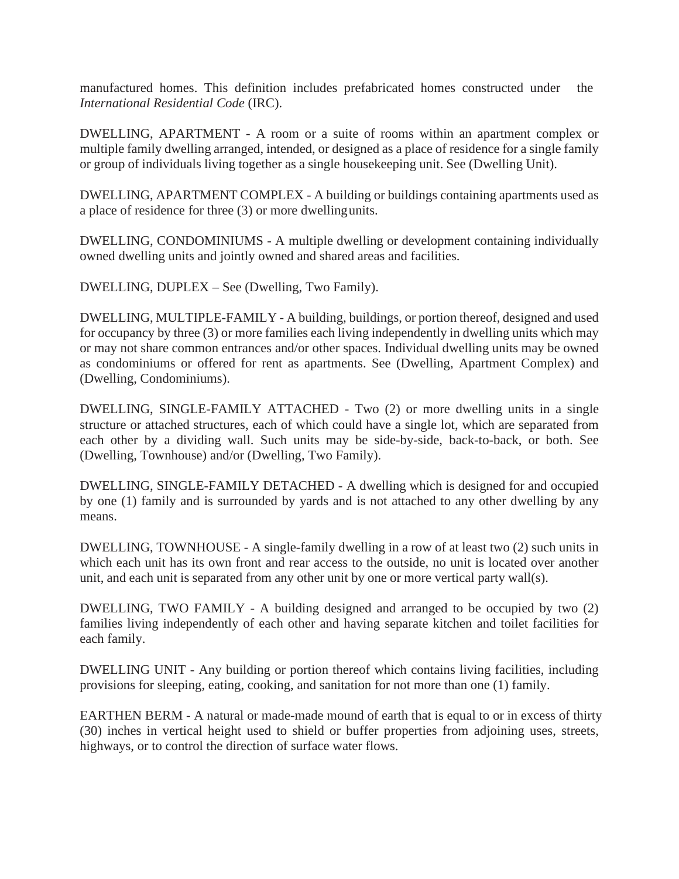manufactured homes. This definition includes prefabricated homes constructed under the *International Residential Code* (IRC).

DWELLING, APARTMENT - A room or a suite of rooms within an apartment complex or multiple family dwelling arranged, intended, or designed as a place of residence for a single family or group of individuals living together as a single housekeeping unit. See (Dwelling Unit).

DWELLING, APARTMENT COMPLEX - A building or buildings containing apartments used as a place of residence for three (3) or more dwelling units.

DWELLING, CONDOMINIUMS - A multiple dwelling or development containing individually owned dwelling units and jointly owned and shared areas and facilities.

DWELLING, DUPLEX – See (Dwelling, Two Family).

DWELLING, MULTIPLE-FAMILY - A building, buildings, or portion thereof, designed and used for occupancy by three (3) or more families each living independently in dwelling units which may or may not share common entrances and/or other spaces. Individual dwelling units may be owned as condominiums or offered for rent as apartments. See (Dwelling, Apartment Complex) and (Dwelling, Condominiums).

DWELLING, SINGLE-FAMILY ATTACHED - Two (2) or more dwelling units in a single structure or attached structures, each of which could have a single lot, which are separated from each other by a dividing wall. Such units may be side-by-side, back-to-back, or both. See (Dwelling, Townhouse) and/or (Dwelling, Two Family).

DWELLING, SINGLE-FAMILY DETACHED - A dwelling which is designed for and occupied by one (1) family and is surrounded by yards and is not attached to any other dwelling by any means.

DWELLING, TOWNHOUSE - A single-family dwelling in a row of at least two (2) such units in which each unit has its own front and rear access to the outside, no unit is located over another unit, and each unit is separated from any other unit by one or more vertical party wall(s).

DWELLING, TWO FAMILY - A building designed and arranged to be occupied by two (2) families living independently of each other and having separate kitchen and toilet facilities for each family.

DWELLING UNIT - Any building or portion thereof which contains living facilities, including provisions for sleeping, eating, cooking, and sanitation for not more than one (1) family.

EARTHEN BERM - A natural or made-made mound of earth that is equal to or in excess of thirty (30) inches in vertical height used to shield or buffer properties from adjoining uses, streets, highways, or to control the direction of surface water flows.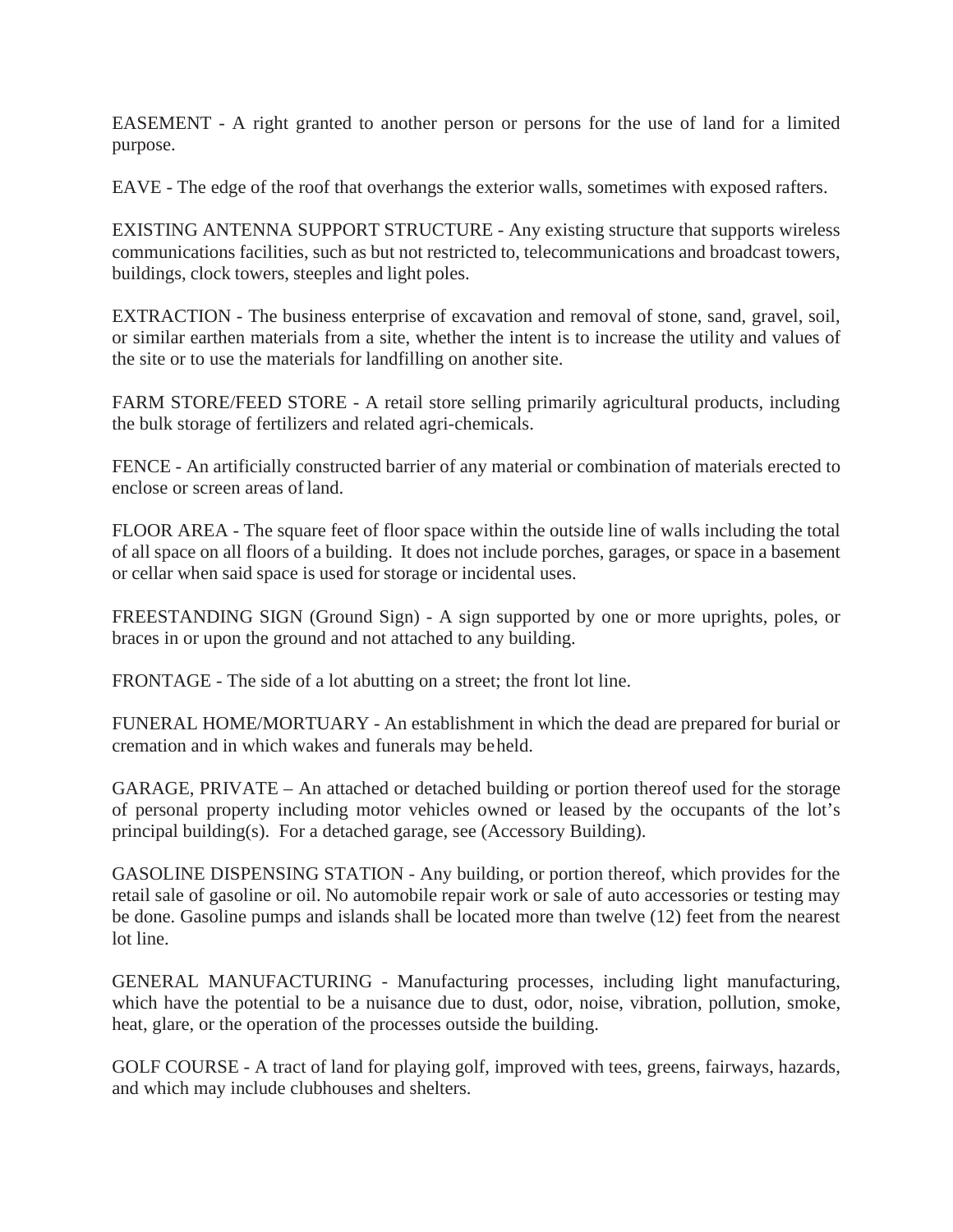EASEMENT - A right granted to another person or persons for the use of land for a limited purpose.

EAVE - The edge of the roof that overhangs the exterior walls, sometimes with exposed rafters.

EXISTING ANTENNA SUPPORT STRUCTURE - Any existing structure that supports wireless communications facilities, such as but not restricted to, telecommunications and broadcast towers, buildings, clock towers, steeples and light poles.

EXTRACTION - The business enterprise of excavation and removal of stone, sand, gravel, soil, or similar earthen materials from a site, whether the intent is to increase the utility and values of the site or to use the materials for landfilling on another site.

FARM STORE/FEED STORE - A retail store selling primarily agricultural products, including the bulk storage of fertilizers and related agri-chemicals.

FENCE - An artificially constructed barrier of any material or combination of materials erected to enclose or screen areas of land.

FLOOR AREA - The square feet of floor space within the outside line of walls including the total of all space on all floors of a building. It does not include porches, garages, or space in a basement or cellar when said space is used for storage or incidental uses.

FREESTANDING SIGN (Ground Sign) - A sign supported by one or more uprights, poles, or braces in or upon the ground and not attached to any building.

FRONTAGE - The side of a lot abutting on a street; the front lot line.

FUNERAL HOME/MORTUARY - An establishment in which the dead are prepared for burial or cremation and in which wakes and funerals may be held.

GARAGE, PRIVATE – An attached or detached building or portion thereof used for the storage of personal property including motor vehicles owned or leased by the occupants of the lot's principal building(s). For a detached garage, see (Accessory Building).

GASOLINE DISPENSING STATION - Any building, or portion thereof, which provides for the retail sale of gasoline or oil. No automobile repair work or sale of auto accessories or testing may be done. Gasoline pumps and islands shall be located more than twelve (12) feet from the nearest lot line.

GENERAL MANUFACTURING - Manufacturing processes, including light manufacturing, which have the potential to be a nuisance due to dust, odor, noise, vibration, pollution, smoke, heat, glare, or the operation of the processes outside the building.

GOLF COURSE - A tract of land for playing golf, improved with tees, greens, fairways, hazards, and which may include clubhouses and shelters.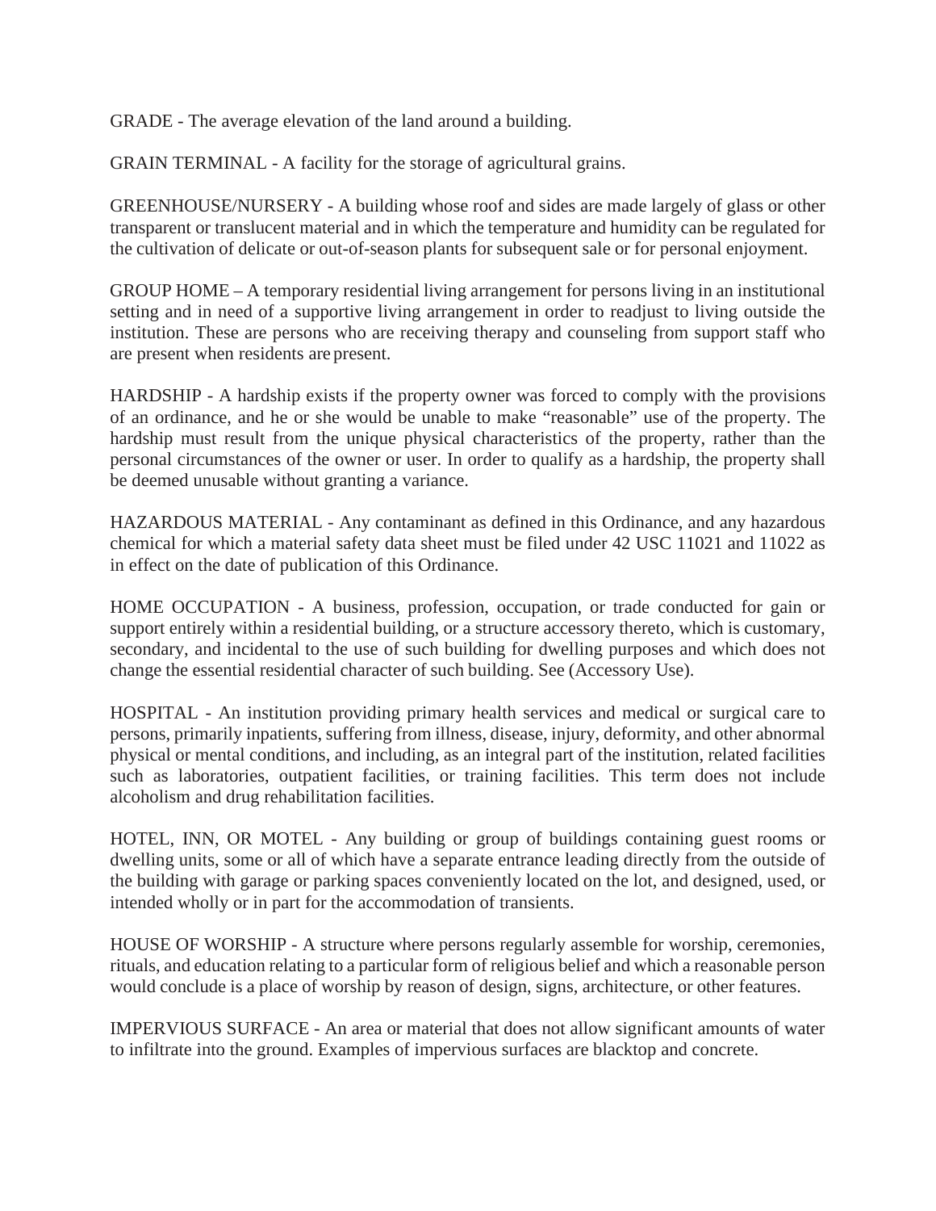GRADE - The average elevation of the land around a building.

GRAIN TERMINAL - A facility for the storage of agricultural grains.

GREENHOUSE/NURSERY - A building whose roof and sides are made largely of glass or other transparent or translucent material and in which the temperature and humidity can be regulated for the cultivation of delicate or out-of-season plants for subsequent sale or for personal enjoyment.

GROUP HOME – A temporary residential living arrangement for persons living in an institutional setting and in need of a supportive living arrangement in order to readjust to living outside the institution. These are persons who are receiving therapy and counseling from support staff who are present when residents are present.

HARDSHIP - A hardship exists if the property owner was forced to comply with the provisions of an ordinance, and he or she would be unable to make "reasonable" use of the property. The hardship must result from the unique physical characteristics of the property, rather than the personal circumstances of the owner or user. In order to qualify as a hardship, the property shall be deemed unusable without granting a variance.

HAZARDOUS MATERIAL - Any contaminant as defined in this Ordinance, and any hazardous chemical for which a material safety data sheet must be filed under 42 USC 11021 and 11022 as in effect on the date of publication of this Ordinance.

HOME OCCUPATION - A business, profession, occupation, or trade conducted for gain or support entirely within a residential building, or a structure accessory thereto, which is customary, secondary, and incidental to the use of such building for dwelling purposes and which does not change the essential residential character of such building. See (Accessory Use).

HOSPITAL - An institution providing primary health services and medical or surgical care to persons, primarily inpatients, suffering from illness, disease, injury, deformity, and other abnormal physical or mental conditions, and including, as an integral part of the institution, related facilities such as laboratories, outpatient facilities, or training facilities. This term does not include alcoholism and drug rehabilitation facilities.

HOTEL, INN, OR MOTEL - Any building or group of buildings containing guest rooms or dwelling units, some or all of which have a separate entrance leading directly from the outside of the building with garage or parking spaces conveniently located on the lot, and designed, used, or intended wholly or in part for the accommodation of transients.

HOUSE OF WORSHIP - A structure where persons regularly assemble for worship, ceremonies, rituals, and education relating to a particular form of religious belief and which a reasonable person would conclude is a place of worship by reason of design, signs, architecture, or other features.

IMPERVIOUS SURFACE - An area or material that does not allow significant amounts of water to infiltrate into the ground. Examples of impervious surfaces are blacktop and concrete.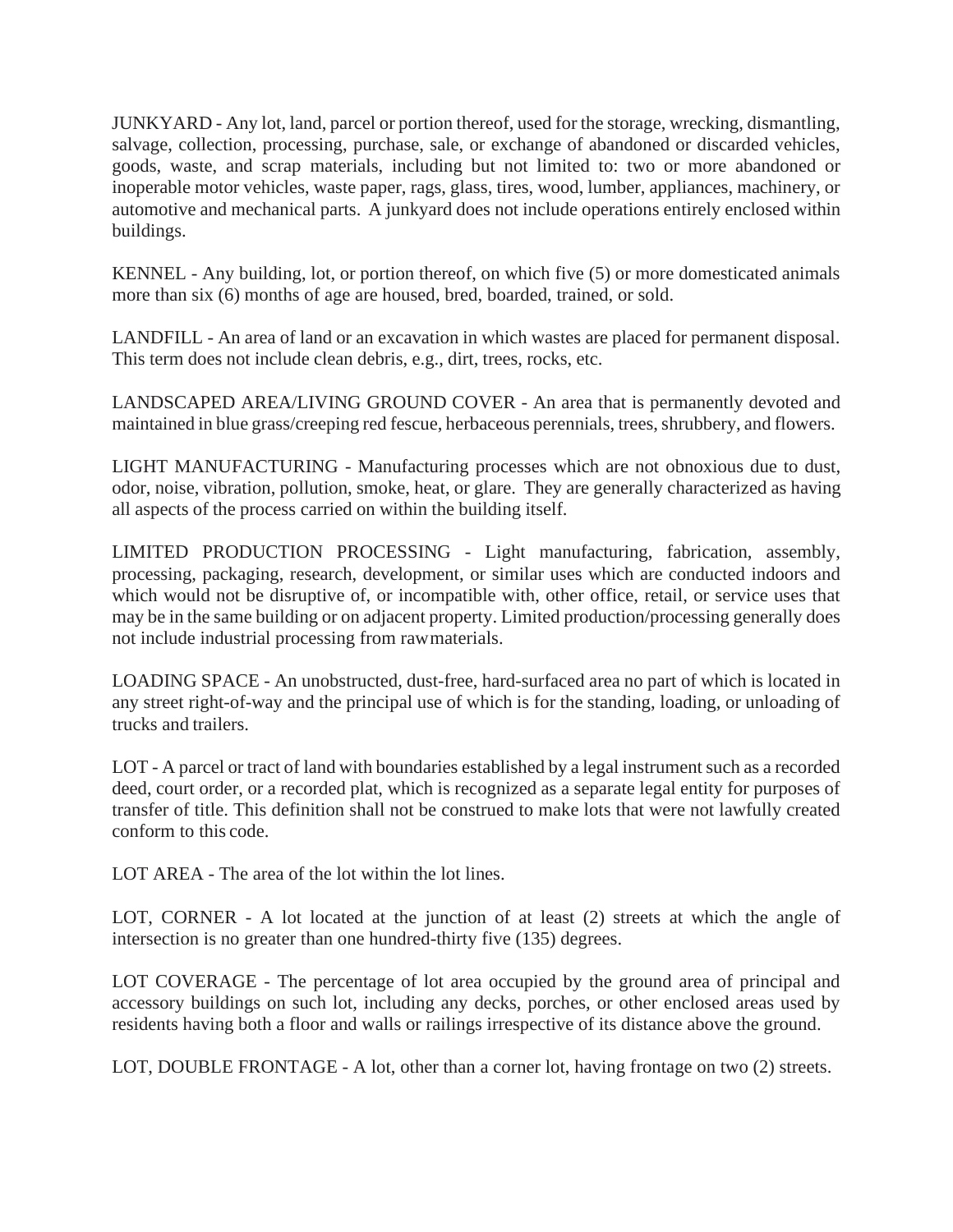JUNKYARD - Any lot, land, parcel or portion thereof, used for the storage, wrecking, dismantling, salvage, collection, processing, purchase, sale, or exchange of abandoned or discarded vehicles, goods, waste, and scrap materials, including but not limited to: two or more abandoned or inoperable motor vehicles, waste paper, rags, glass, tires, wood, lumber, appliances, machinery, or automotive and mechanical parts. A junkyard does not include operations entirely enclosed within buildings.

KENNEL - Any building, lot, or portion thereof, on which five (5) or more domesticated animals more than six (6) months of age are housed, bred, boarded, trained, or sold.

LANDFILL - An area of land or an excavation in which wastes are placed for permanent disposal. This term does not include clean debris, e.g., dirt, trees, rocks, etc.

LANDSCAPED AREA/LIVING GROUND COVER - An area that is permanently devoted and maintained in blue grass/creeping red fescue, herbaceous perennials, trees, shrubbery, and flowers.

LIGHT MANUFACTURING - Manufacturing processes which are not obnoxious due to dust, odor, noise, vibration, pollution, smoke, heat, or glare. They are generally characterized as having all aspects of the process carried on within the building itself.

LIMITED PRODUCTION PROCESSING - Light manufacturing, fabrication, assembly, processing, packaging, research, development, or similar uses which are conducted indoors and which would not be disruptive of, or incompatible with, other office, retail, or service uses that may be in the same building or on adjacent property. Limited production/processing generally does not include industrial processing from rawmaterials.

LOADING SPACE - An unobstructed, dust-free, hard-surfaced area no part of which is located in any street right-of-way and the principal use of which is for the standing, loading, or unloading of trucks and trailers.

LOT - A parcel or tract of land with boundaries established by a legal instrument such as a recorded deed, court order, or a recorded plat, which is recognized as a separate legal entity for purposes of transfer of title. This definition shall not be construed to make lots that were not lawfully created conform to this code.

LOT AREA - The area of the lot within the lot lines.

LOT, CORNER - A lot located at the junction of at least (2) streets at which the angle of intersection is no greater than one hundred-thirty five (135) degrees.

LOT COVERAGE - The percentage of lot area occupied by the ground area of principal and accessory buildings on such lot, including any decks, porches, or other enclosed areas used by residents having both a floor and walls or railings irrespective of its distance above the ground.

LOT, DOUBLE FRONTAGE - A lot, other than a corner lot, having frontage on two (2) streets.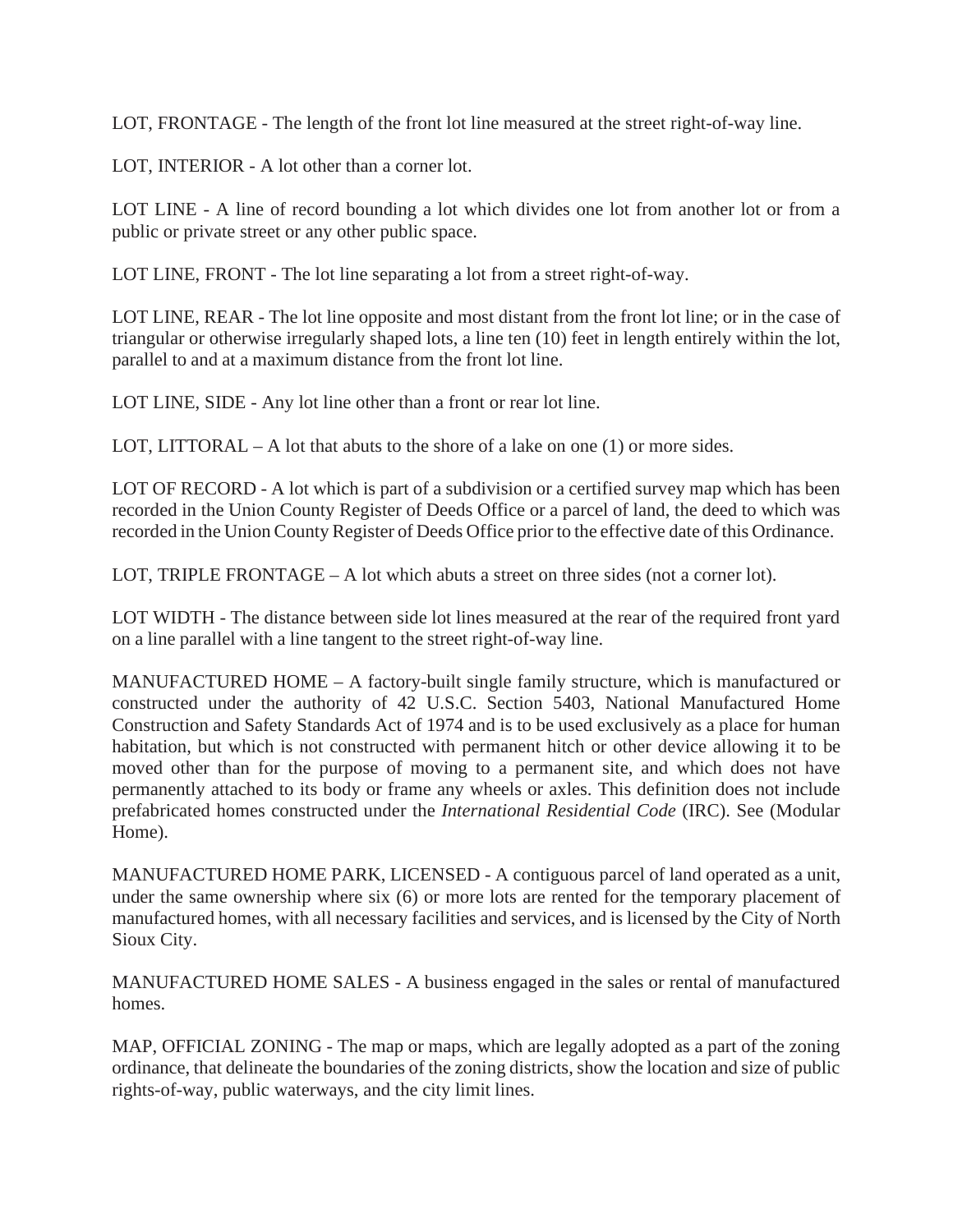LOT, FRONTAGE - The length of the front lot line measured at the street right-of-way line.

LOT, INTERIOR - A lot other than a corner lot.

LOT LINE - A line of record bounding a lot which divides one lot from another lot or from a public or private street or any other public space.

LOT LINE, FRONT - The lot line separating a lot from a street right-of-way.

LOT LINE, REAR - The lot line opposite and most distant from the front lot line; or in the case of triangular or otherwise irregularly shaped lots, a line ten (10) feet in length entirely within the lot, parallel to and at a maximum distance from the front lot line.

LOT LINE, SIDE - Any lot line other than a front or rear lot line.

LOT, LITTORAL – A lot that abuts to the shore of a lake on one (1) or more sides.

LOT OF RECORD - A lot which is part of a subdivision or a certified survey map which has been recorded in the Union County Register of Deeds Office or a parcel of land, the deed to which was recorded in the Union County Register of Deeds Office prior to the effective date of this Ordinance.

LOT, TRIPLE FRONTAGE – A lot which abuts a street on three sides (not a corner lot).

LOT WIDTH - The distance between side lot lines measured at the rear of the required front yard on a line parallel with a line tangent to the street right-of-way line.

MANUFACTURED HOME – A factory-built single family structure, which is manufactured or constructed under the authority of 42 U.S.C. Section 5403, National Manufactured Home Construction and Safety Standards Act of 1974 and is to be used exclusively as a place for human habitation, but which is not constructed with permanent hitch or other device allowing it to be moved other than for the purpose of moving to a permanent site, and which does not have permanently attached to its body or frame any wheels or axles. This definition does not include prefabricated homes constructed under the *International Residential Code* (IRC). See (Modular Home).

MANUFACTURED HOME PARK, LICENSED - A contiguous parcel of land operated as a unit, under the same ownership where six (6) or more lots are rented for the temporary placement of manufactured homes, with all necessary facilities and services, and is licensed by the City of North Sioux City.

MANUFACTURED HOME SALES - A business engaged in the sales or rental of manufactured homes.

MAP, OFFICIAL ZONING - The map or maps, which are legally adopted as a part of the zoning ordinance, that delineate the boundaries of the zoning districts, show the location and size of public rights-of-way, public waterways, and the city limit lines.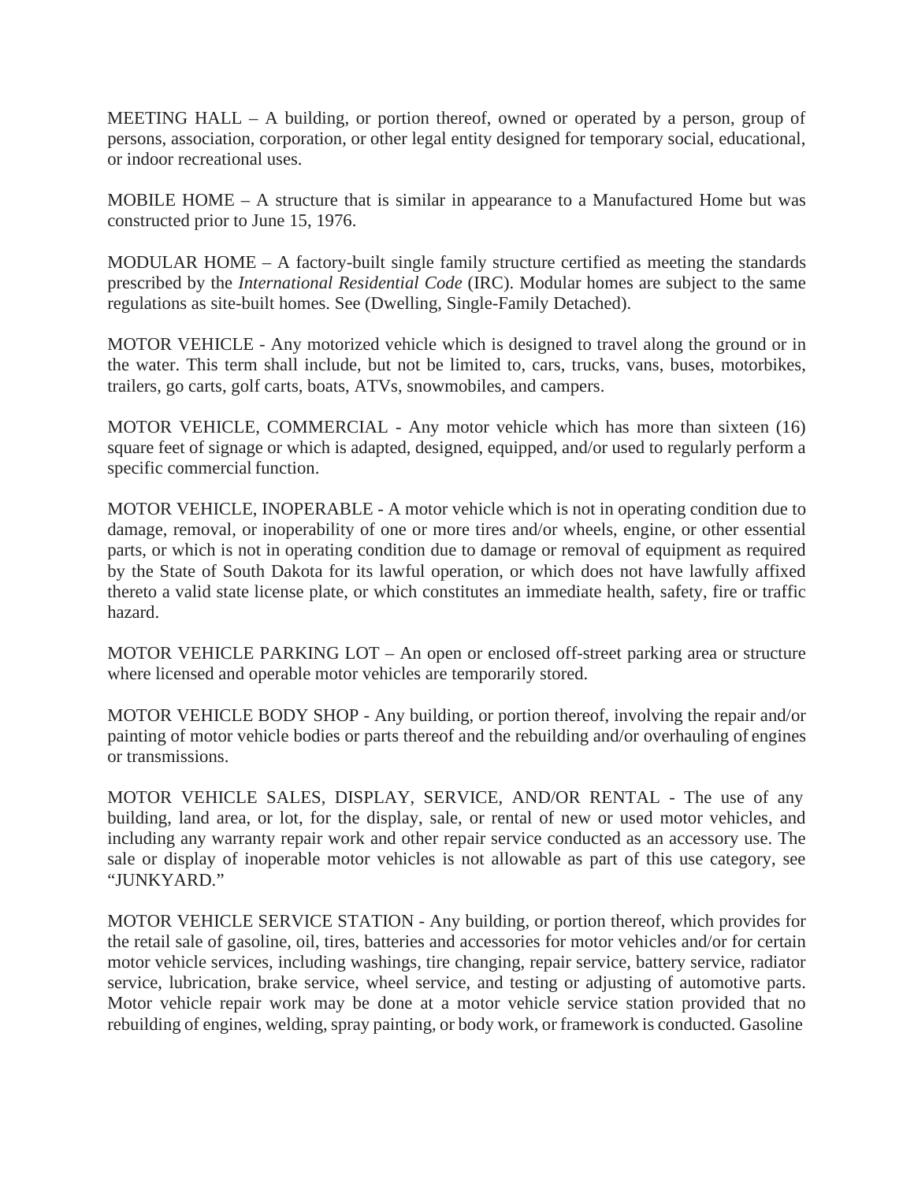MEETING HALL – A building, or portion thereof, owned or operated by a person, group of persons, association, corporation, or other legal entity designed for temporary social, educational, or indoor recreational uses.

MOBILE HOME – A structure that is similar in appearance to a Manufactured Home but was constructed prior to June 15, 1976.

MODULAR HOME – A factory-built single family structure certified as meeting the standards prescribed by the *International Residential Code* (IRC). Modular homes are subject to the same regulations as site-built homes. See (Dwelling, Single-Family Detached).

MOTOR VEHICLE - Any motorized vehicle which is designed to travel along the ground or in the water. This term shall include, but not be limited to, cars, trucks, vans, buses, motorbikes, trailers, go carts, golf carts, boats, ATVs, snowmobiles, and campers.

MOTOR VEHICLE, COMMERCIAL - Any motor vehicle which has more than sixteen (16) square feet of signage or which is adapted, designed, equipped, and/or used to regularly perform a specific commercial function.

MOTOR VEHICLE, INOPERABLE - A motor vehicle which is not in operating condition due to damage, removal, or inoperability of one or more tires and/or wheels, engine, or other essential parts, or which is not in operating condition due to damage or removal of equipment as required by the State of South Dakota for its lawful operation, or which does not have lawfully affixed thereto a valid state license plate, or which constitutes an immediate health, safety, fire or traffic hazard.

MOTOR VEHICLE PARKING LOT – An open or enclosed off-street parking area or structure where licensed and operable motor vehicles are temporarily stored.

MOTOR VEHICLE BODY SHOP - Any building, or portion thereof, involving the repair and/or painting of motor vehicle bodies or parts thereof and the rebuilding and/or overhauling of engines or transmissions.

MOTOR VEHICLE SALES, DISPLAY, SERVICE, AND/OR RENTAL - The use of any building, land area, or lot, for the display, sale, or rental of new or used motor vehicles, and including any warranty repair work and other repair service conducted as an accessory use. The sale or display of inoperable motor vehicles is not allowable as part of this use category, see "JUNKYARD."

MOTOR VEHICLE SERVICE STATION - Any building, or portion thereof, which provides for the retail sale of gasoline, oil, tires, batteries and accessories for motor vehicles and/or for certain motor vehicle services, including washings, tire changing, repair service, battery service, radiator service, lubrication, brake service, wheel service, and testing or adjusting of automotive parts. Motor vehicle repair work may be done at a motor vehicle service station provided that no rebuilding of engines, welding, spray painting, or body work, or framework is conducted. Gasoline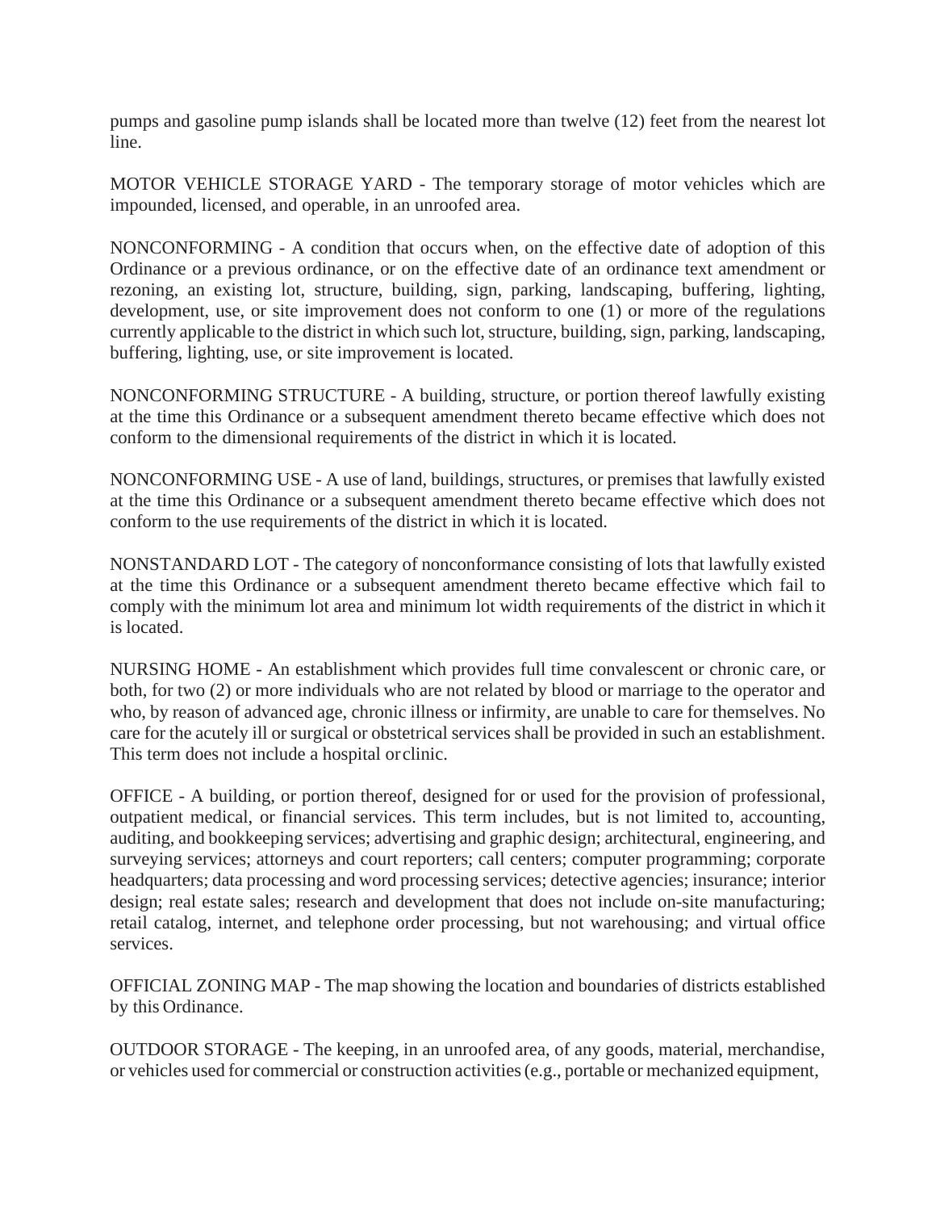pumps and gasoline pump islands shall be located more than twelve (12) feet from the nearest lot line.

MOTOR VEHICLE STORAGE YARD - The temporary storage of motor vehicles which are impounded, licensed, and operable, in an unroofed area.

NONCONFORMING - A condition that occurs when, on the effective date of adoption of this Ordinance or a previous ordinance, or on the effective date of an ordinance text amendment or rezoning, an existing lot, structure, building, sign, parking, landscaping, buffering, lighting, development, use, or site improvement does not conform to one (1) or more of the regulations currently applicable to the district in which such lot, structure, building, sign, parking, landscaping, buffering, lighting, use, or site improvement is located.

NONCONFORMING STRUCTURE - A building, structure, or portion thereof lawfully existing at the time this Ordinance or a subsequent amendment thereto became effective which does not conform to the dimensional requirements of the district in which it is located.

NONCONFORMING USE - A use of land, buildings, structures, or premises that lawfully existed at the time this Ordinance or a subsequent amendment thereto became effective which does not conform to the use requirements of the district in which it is located.

NONSTANDARD LOT - The category of nonconformance consisting of lots that lawfully existed at the time this Ordinance or a subsequent amendment thereto became effective which fail to comply with the minimum lot area and minimum lot width requirements of the district in which it is located.

NURSING HOME - An establishment which provides full time convalescent or chronic care, or both, for two (2) or more individuals who are not related by blood or marriage to the operator and who, by reason of advanced age, chronic illness or infirmity, are unable to care for themselves. No care for the acutely ill or surgical or obstetrical services shall be provided in such an establishment. This term does not include a hospital or clinic.

OFFICE - A building, or portion thereof, designed for or used for the provision of professional, outpatient medical, or financial services. This term includes, but is not limited to, accounting, auditing, and bookkeeping services; advertising and graphic design; architectural, engineering, and surveying services; attorneys and court reporters; call centers; computer programming; corporate headquarters; data processing and word processing services; detective agencies; insurance; interior design; real estate sales; research and development that does not include on-site manufacturing; retail catalog, internet, and telephone order processing, but not warehousing; and virtual office services.

OFFICIAL ZONING MAP - The map showing the location and boundaries of districts established by this Ordinance.

OUTDOOR STORAGE - The keeping, in an unroofed area, of any goods, material, merchandise, or vehicles used for commercial or construction activities (e.g., portable or mechanized equipment,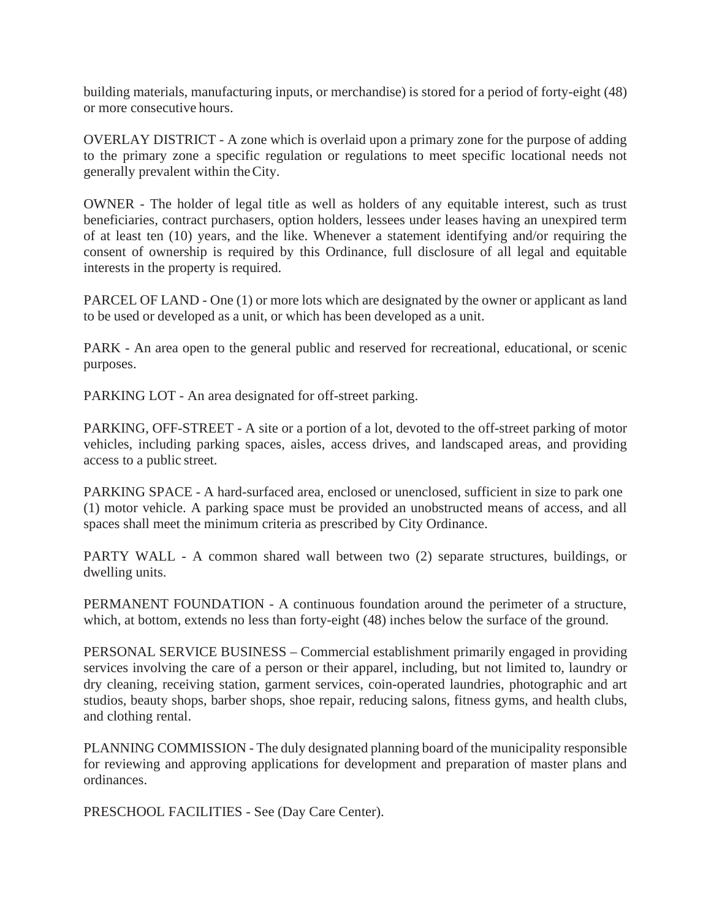building materials, manufacturing inputs, or merchandise) is stored for a period of forty-eight (48) or more consecutive hours.

OVERLAY DISTRICT - A zone which is overlaid upon a primary zone for the purpose of adding to the primary zone a specific regulation or regulations to meet specific locational needs not generally prevalent within the City.

OWNER - The holder of legal title as well as holders of any equitable interest, such as trust beneficiaries, contract purchasers, option holders, lessees under leases having an unexpired term of at least ten (10) years, and the like. Whenever a statement identifying and/or requiring the consent of ownership is required by this Ordinance, full disclosure of all legal and equitable interests in the property is required.

PARCEL OF LAND - One (1) or more lots which are designated by the owner or applicant as land to be used or developed as a unit, or which has been developed as a unit.

PARK - An area open to the general public and reserved for recreational, educational, or scenic purposes.

PARKING LOT - An area designated for off-street parking.

PARKING, OFF-STREET - A site or a portion of a lot, devoted to the off-street parking of motor vehicles, including parking spaces, aisles, access drives, and landscaped areas, and providing access to a public street.

PARKING SPACE - A hard-surfaced area, enclosed or unenclosed, sufficient in size to park one (1) motor vehicle. A parking space must be provided an unobstructed means of access, and all spaces shall meet the minimum criteria as prescribed by City Ordinance.

PARTY WALL - A common shared wall between two (2) separate structures, buildings, or dwelling units.

PERMANENT FOUNDATION - A continuous foundation around the perimeter of a structure, which, at bottom, extends no less than forty-eight (48) inches below the surface of the ground.

PERSONAL SERVICE BUSINESS – Commercial establishment primarily engaged in providing services involving the care of a person or their apparel, including, but not limited to, laundry or dry cleaning, receiving station, garment services, coin-operated laundries, photographic and art studios, beauty shops, barber shops, shoe repair, reducing salons, fitness gyms, and health clubs, and clothing rental.

PLANNING COMMISSION - The duly designated planning board of the municipality responsible for reviewing and approving applications for development and preparation of master plans and ordinances.

PRESCHOOL FACILITIES - See (Day Care Center).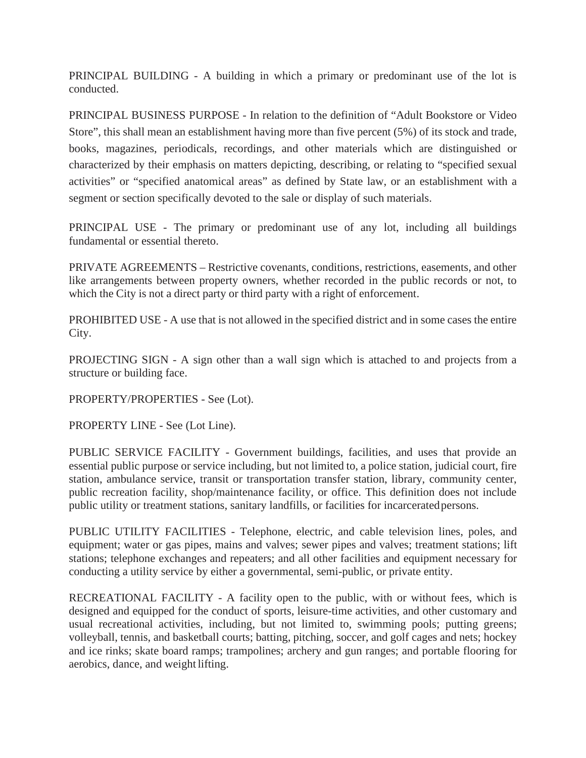PRINCIPAL BUILDING - A building in which a primary or predominant use of the lot is conducted.

PRINCIPAL BUSINESS PURPOSE - In relation to the definition of “Adult Bookstore or Video Store”, this shall mean an establishment having more than five percent (5%) of its stock and trade, books, magazines, periodicals, recordings, and other materials which are distinguished or characterized by their emphasis on matters depicting, describing, or relating to “specified sexual activities” or “specified anatomical areas” as defined by State law, or an establishment with a segment or section specifically devoted to the sale or display of such materials.

PRINCIPAL USE - The primary or predominant use of any lot, including all buildings fundamental or essential thereto.

PRIVATE AGREEMENTS – Restrictive covenants, conditions, restrictions, easements, and other like arrangements between property owners, whether recorded in the public records or not, to which the City is not a direct party or third party with a right of enforcement.

PROHIBITED USE - A use that is not allowed in the specified district and in some cases the entire City.

PROJECTING SIGN - A sign other than a wall sign which is attached to and projects from a structure or building face.

PROPERTY/PROPERTIES - See (Lot).

PROPERTY LINE - See (Lot Line).

PUBLIC SERVICE FACILITY - Government buildings, facilities, and uses that provide an essential public purpose or service including, but not limited to, a police station, judicial court, fire station, ambulance service, transit or transportation transfer station, library, community center, public recreation facility, shop/maintenance facility, or office. This definition does not include public utility or treatment stations, sanitary landfills, or facilities for incarcerated persons.

PUBLIC UTILITY FACILITIES - Telephone, electric, and cable television lines, poles, and equipment; water or gas pipes, mains and valves; sewer pipes and valves; treatment stations; lift stations; telephone exchanges and repeaters; and all other facilities and equipment necessary for conducting a utility service by either a governmental, semi-public, or private entity.

RECREATIONAL FACILITY - A facility open to the public, with or without fees, which is designed and equipped for the conduct of sports, leisure-time activities, and other customary and usual recreational activities, including, but not limited to, swimming pools; putting greens; volleyball, tennis, and basketball courts; batting, pitching, soccer, and golf cages and nets; hockey and ice rinks; skate board ramps; trampolines; archery and gun ranges; and portable flooring for aerobics, dance, and weight lifting.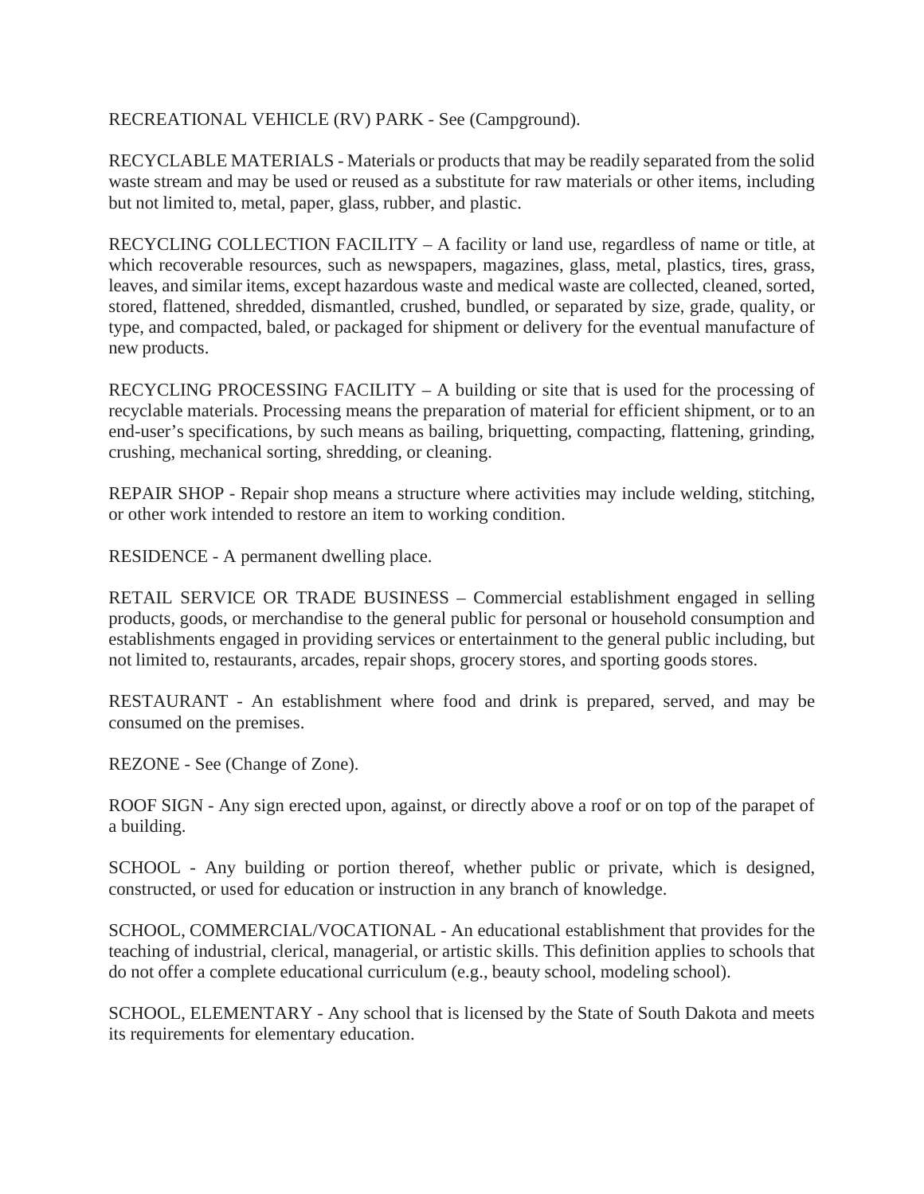RECREATIONAL VEHICLE (RV) PARK - See (Campground).

RECYCLABLE MATERIALS - Materials or products that may be readily separated from the solid waste stream and may be used or reused as a substitute for raw materials or other items, including but not limited to, metal, paper, glass, rubber, and plastic.

RECYCLING COLLECTION FACILITY – A facility or land use, regardless of name or title, at which recoverable resources, such as newspapers, magazines, glass, metal, plastics, tires, grass, leaves, and similar items, except hazardous waste and medical waste are collected, cleaned, sorted, stored, flattened, shredded, dismantled, crushed, bundled, or separated by size, grade, quality, or type, and compacted, baled, or packaged for shipment or delivery for the eventual manufacture of new products.

RECYCLING PROCESSING FACILITY – A building or site that is used for the processing of recyclable materials. Processing means the preparation of material for efficient shipment, or to an end-user's specifications, by such means as bailing, briquetting, compacting, flattening, grinding, crushing, mechanical sorting, shredding, or cleaning.

REPAIR SHOP - Repair shop means a structure where activities may include welding, stitching, or other work intended to restore an item to working condition.

RESIDENCE - A permanent dwelling place.

RETAIL SERVICE OR TRADE BUSINESS – Commercial establishment engaged in selling products, goods, or merchandise to the general public for personal or household consumption and establishments engaged in providing services or entertainment to the general public including, but not limited to, restaurants, arcades, repair shops, grocery stores, and sporting goods stores.

RESTAURANT - An establishment where food and drink is prepared, served, and may be consumed on the premises.

REZONE - See (Change of Zone).

ROOF SIGN - Any sign erected upon, against, or directly above a roof or on top of the parapet of a building.

SCHOOL - Any building or portion thereof, whether public or private, which is designed, constructed, or used for education or instruction in any branch of knowledge.

SCHOOL, COMMERCIAL/VOCATIONAL - An educational establishment that provides for the teaching of industrial, clerical, managerial, or artistic skills. This definition applies to schools that do not offer a complete educational curriculum (e.g., beauty school, modeling school).

SCHOOL, ELEMENTARY - Any school that is licensed by the State of South Dakota and meets its requirements for elementary education.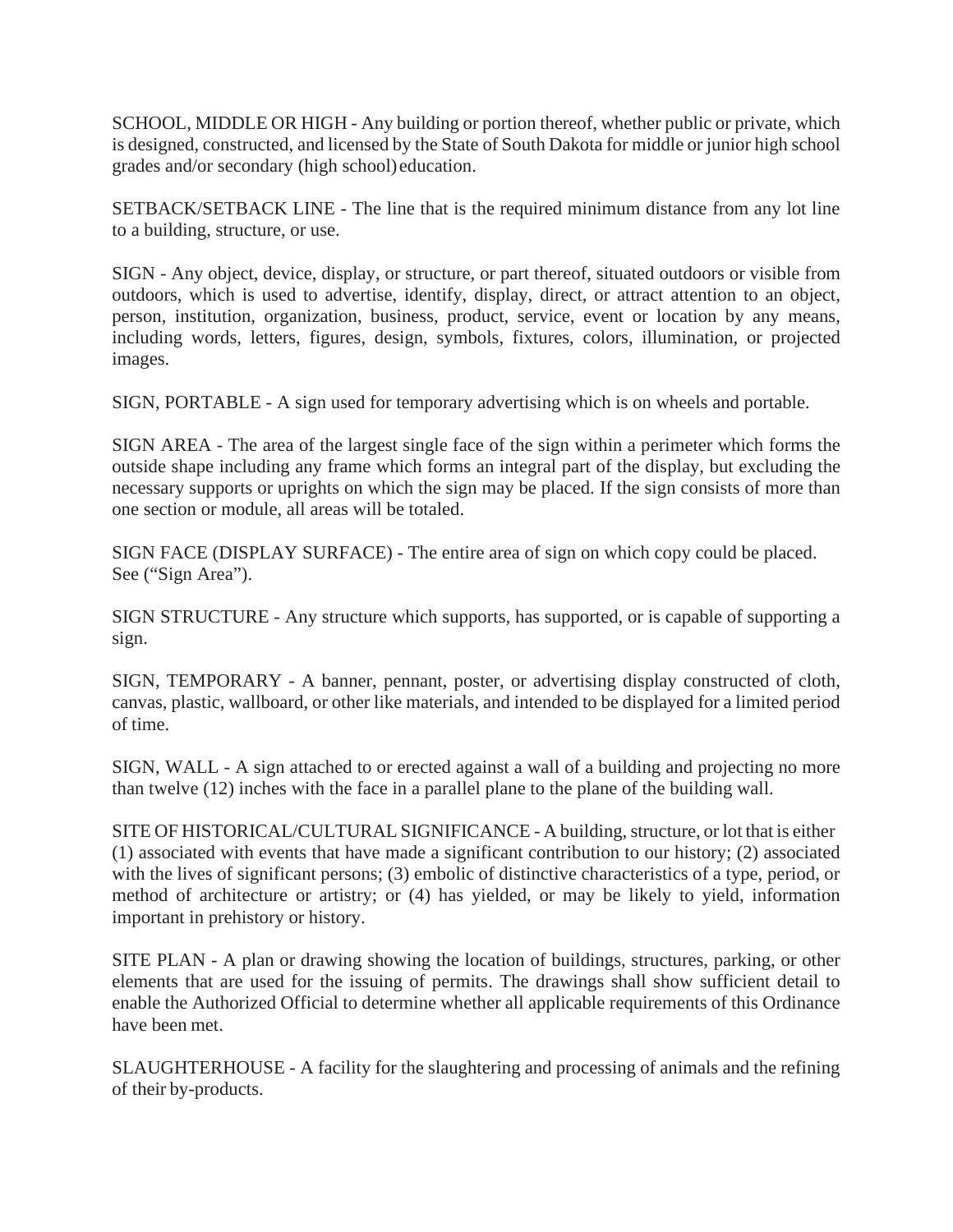SCHOOL, MIDDLE OR HIGH - Any building or portion thereof, whether public or private, which is designed, constructed, and licensed by the State of South Dakota for middle or junior high school grades and/or secondary (high school) education.

SETBACK/SETBACK LINE - The line that is the required minimum distance from any lot line to a building, structure, or use.

SIGN - Any object, device, display, or structure, or part thereof, situated outdoors or visible from outdoors, which is used to advertise, identify, display, direct, or attract attention to an object, person, institution, organization, business, product, service, event or location by any means, including words, letters, figures, design, symbols, fixtures, colors, illumination, or projected images.

SIGN, PORTABLE - A sign used for temporary advertising which is on wheels and portable.

SIGN AREA - The area of the largest single face of the sign within a perimeter which forms the outside shape including any frame which forms an integral part of the display, but excluding the necessary supports or uprights on which the sign may be placed. If the sign consists of more than one section or module, all areas will be totaled.

SIGN FACE (DISPLAY SURFACE) - The entire area of sign on which copy could be placed. See ("Sign Area").

SIGN STRUCTURE - Any structure which supports, has supported, or is capable of supporting a sign.

SIGN, TEMPORARY - A banner, pennant, poster, or advertising display constructed of cloth, canvas, plastic, wallboard, or other like materials, and intended to be displayed for a limited period of time.

SIGN, WALL - A sign attached to or erected against a wall of a building and projecting no more than twelve (12) inches with the face in a parallel plane to the plane of the building wall.

SITE OF HISTORICAL/CULTURAL SIGNIFICANCE - A building, structure, or lot that is either (1) associated with events that have made a significant contribution to our history; (2) associated with the lives of significant persons; (3) embolic of distinctive characteristics of a type, period, or method of architecture or artistry; or (4) has yielded, or may be likely to yield, information important in prehistory or history.

SITE PLAN - A plan or drawing showing the location of buildings, structures, parking, or other elements that are used for the issuing of permits. The drawings shall show sufficient detail to enable the Authorized Official to determine whether all applicable requirements of this Ordinance have been met.

SLAUGHTERHOUSE - A facility for the slaughtering and processing of animals and the refining of their by-products.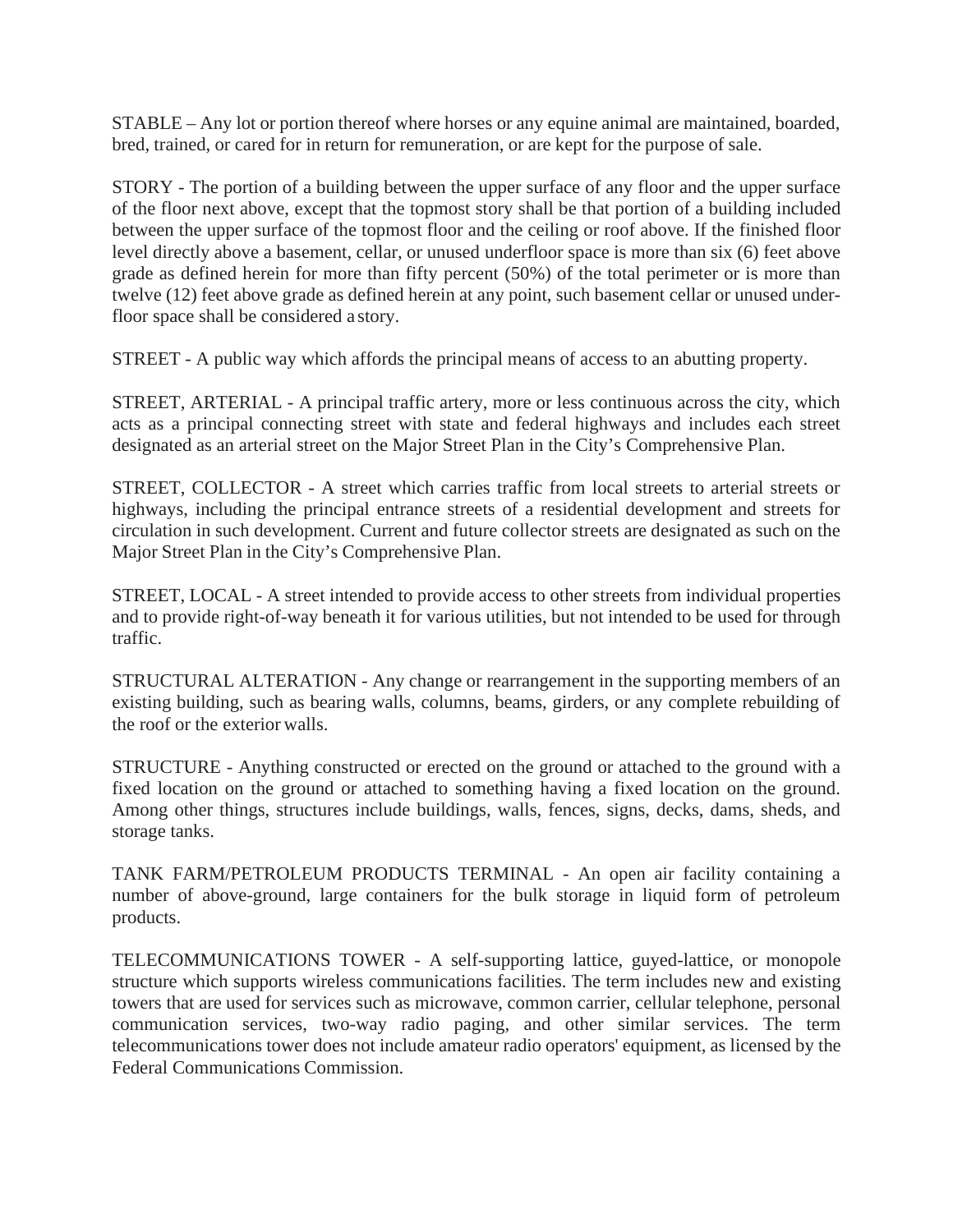STABLE – Any lot or portion thereof where horses or any equine animal are maintained, boarded, bred, trained, or cared for in return for remuneration, or are kept for the purpose of sale.

STORY - The portion of a building between the upper surface of any floor and the upper surface of the floor next above, except that the topmost story shall be that portion of a building included between the upper surface of the topmost floor and the ceiling or roof above. If the finished floor level directly above a basement, cellar, or unused underfloor space is more than six (6) feet above grade as defined herein for more than fifty percent (50%) of the total perimeter or is more than twelve (12) feet above grade as defined herein at any point, such basement cellar or unused under-floor space shall be considered a story.

STREET - A public way which affords the principal means of access to an abutting property.

STREET, ARTERIAL - A principal traffic artery, more or less continuous across the city, which acts as a principal connecting street with state and federal highways and includes each street designated as an arterial street on the Major Street Plan in the City's Comprehensive Plan.

STREET, COLLECTOR - A street which carries traffic from local streets to arterial streets or highways, including the principal entrance streets of a residential development and streets for circulation in such development. Current and future collector streets are designated as such on the Major Street Plan in the City's Comprehensive Plan.

STREET, LOCAL - A street intended to provide access to other streets from individual properties and to provide right-of-way beneath it for various utilities, but not intended to be used for through traffic.

STRUCTURAL ALTERATION - Any change or rearrangement in the supporting members of an existing building, such as bearing walls, columns, beams, girders, or any complete rebuilding of the roof or the exterior walls.

STRUCTURE - Anything constructed or erected on the ground or attached to the ground with a fixed location on the ground or attached to something having a fixed location on the ground. Among other things, structures include buildings, walls, fences, signs, decks, dams, sheds, and storage tanks.

TANK FARM/PETROLEUM PRODUCTS TERMINAL - An open air facility containing a number of above-ground, large containers for the bulk storage in liquid form of petroleum products.

TELECOMMUNICATIONS TOWER - A self-supporting lattice, guyed-lattice, or monopole structure which supports wireless communications facilities. The term includes new and existing towers that are used for services such as microwave, common carrier, cellular telephone, personal communication services, two-way radio paging, and other similar services. The term telecommunications tower does not include amateur radio operators' equipment, as licensed by the Federal Communications Commission.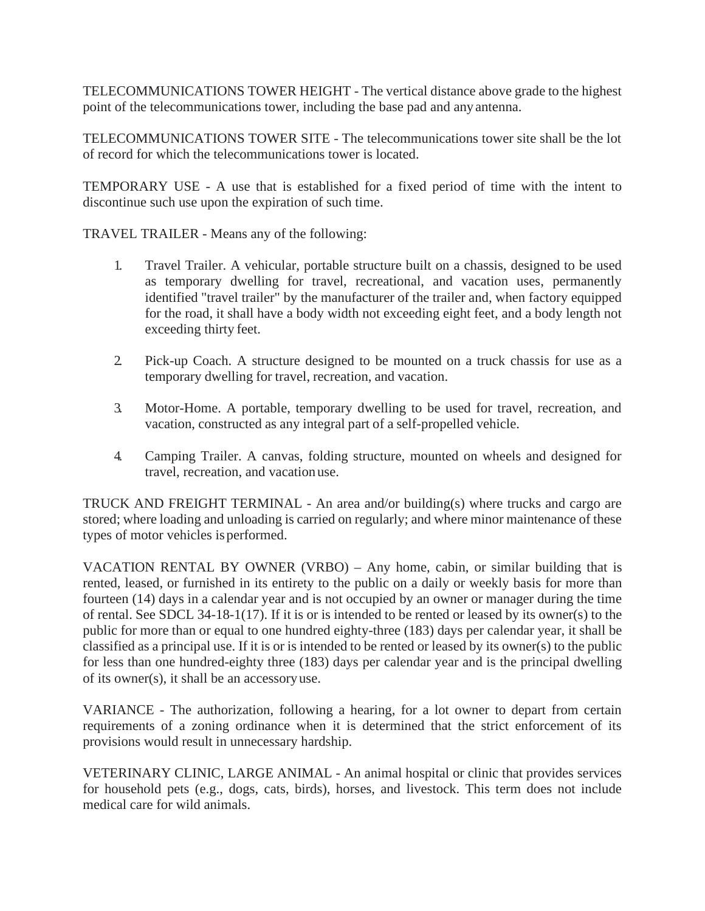TELECOMMUNICATIONS TOWER HEIGHT - The vertical distance above grade to the highest point of the telecommunications tower, including the base pad and any antenna.

TELECOMMUNICATIONS TOWER SITE - The telecommunications tower site shall be the lot of record for which the telecommunications tower is located.

TEMPORARY USE - A use that is established for a fixed period of time with the intent to discontinue such use upon the expiration of such time.

TRAVEL TRAILER - Means any of the following:

1. Travel Trailer. A vehicular, portable structure built on a chassis, designed to be used as temporary dwelling for travel, recreational, and vacation uses, permanently identified "travel trailer" by the manufacturer of the trailer and, when factory equipped for the road, it shall have a body width not exceeding eight feet, and a body length not exceeding thirty feet.

2. Pick-up Coach. A structure designed to be mounted on a truck chassis for use as a temporary dwelling for travel, recreation, and vacation.

3. Motor-Home. A portable, temporary dwelling to be used for travel, recreation, and vacation, constructed as any integral part of a self-propelled vehicle.

4. Camping Trailer. A canvas, folding structure, mounted on wheels and designed for travel, recreation, and vacation use.

TRUCK AND FREIGHT TERMINAL - An area and/or building(s) where trucks and cargo are stored; where loading and unloading is carried on regularly; and where minor maintenance of these types of motor vehicles is performed.

VACATION RENTAL BY OWNER (VRBO) – Any home, cabin, or similar building that is rented, leased, or furnished in its entirety to the public on a daily or weekly basis for more than fourteen (14) days in a calendar year and is not occupied by an owner or manager during the time of rental. See SDCL 34-18-1(17). If it is or is intended to be rented or leased by its owner(s) to the public for more than or equal to one hundred eighty-three (183) days per calendar year, it shall be classified as a principal use. If it is or is intended to be rented or leased by its owner(s) to the public for less than one hundred-eighty three (183) days per calendar year and is the principal dwelling of its owner(s), it shall be an accessory use.

VARIANCE - The authorization, following a hearing, for a lot owner to depart from certain requirements of a zoning ordinance when it is determined that the strict enforcement of its provisions would result in unnecessary hardship.

VETERINARY CLINIC, LARGE ANIMAL - An animal hospital or clinic that provides services for household pets (e.g., dogs, cats, birds), horses, and livestock. This term does not include medical care for wild animals.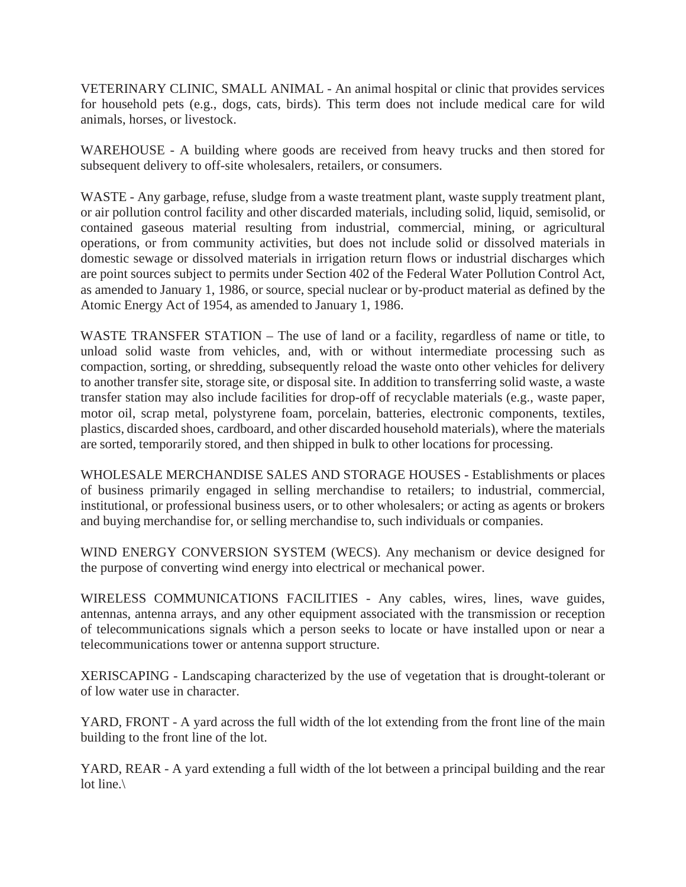VETERINARY CLINIC, SMALL ANIMAL - An animal hospital or clinic that provides services for household pets (e.g., dogs, cats, birds). This term does not include medical care for wild animals, horses, or livestock.

WAREHOUSE - A building where goods are received from heavy trucks and then stored for subsequent delivery to off-site wholesalers, retailers, or consumers.

WASTE - Any garbage, refuse, sludge from a waste treatment plant, waste supply treatment plant, or air pollution control facility and other discarded materials, including solid, liquid, semisolid, or contained gaseous material resulting from industrial, commercial, mining, or agricultural operations, or from community activities, but does not include solid or dissolved materials in domestic sewage or dissolved materials in irrigation return flows or industrial discharges which are point sources subject to permits under Section 402 of the Federal Water Pollution Control Act, as amended to January 1, 1986, or source, special nuclear or by-product material as defined by the Atomic Energy Act of 1954, as amended to January 1, 1986.

WASTE TRANSFER STATION – The use of land or a facility, regardless of name or title, to unload solid waste from vehicles, and, with or without intermediate processing such as compaction, sorting, or shredding, subsequently reload the waste onto other vehicles for delivery to another transfer site, storage site, or disposal site. In addition to transferring solid waste, a waste transfer station may also include facilities for drop-off of recyclable materials (e.g., waste paper, motor oil, scrap metal, polystyrene foam, porcelain, batteries, electronic components, textiles, plastics, discarded shoes, cardboard, and other discarded household materials), where the materials are sorted, temporarily stored, and then shipped in bulk to other locations for processing.

WHOLESALE MERCHANDISE SALES AND STORAGE HOUSES - Establishments or places of business primarily engaged in selling merchandise to retailers; to industrial, commercial, institutional, or professional business users, or to other wholesalers; or acting as agents or brokers and buying merchandise for, or selling merchandise to, such individuals or companies.

WIND ENERGY CONVERSION SYSTEM (WECS). Any mechanism or device designed for the purpose of converting wind energy into electrical or mechanical power.

WIRELESS COMMUNICATIONS FACILITIES - Any cables, wires, lines, wave guides, antennas, antenna arrays, and any other equipment associated with the transmission or reception of telecommunications signals which a person seeks to locate or have installed upon or near a telecommunications tower or antenna support structure.

XERISCAPING - Landscaping characterized by the use of vegetation that is drought-tolerant or of low water use in character.

YARD, FRONT - A yard across the full width of the lot extending from the front line of the main building to the front line of the lot.

YARD, REAR - A yard extending a full width of the lot between a principal building and the rear lot line.\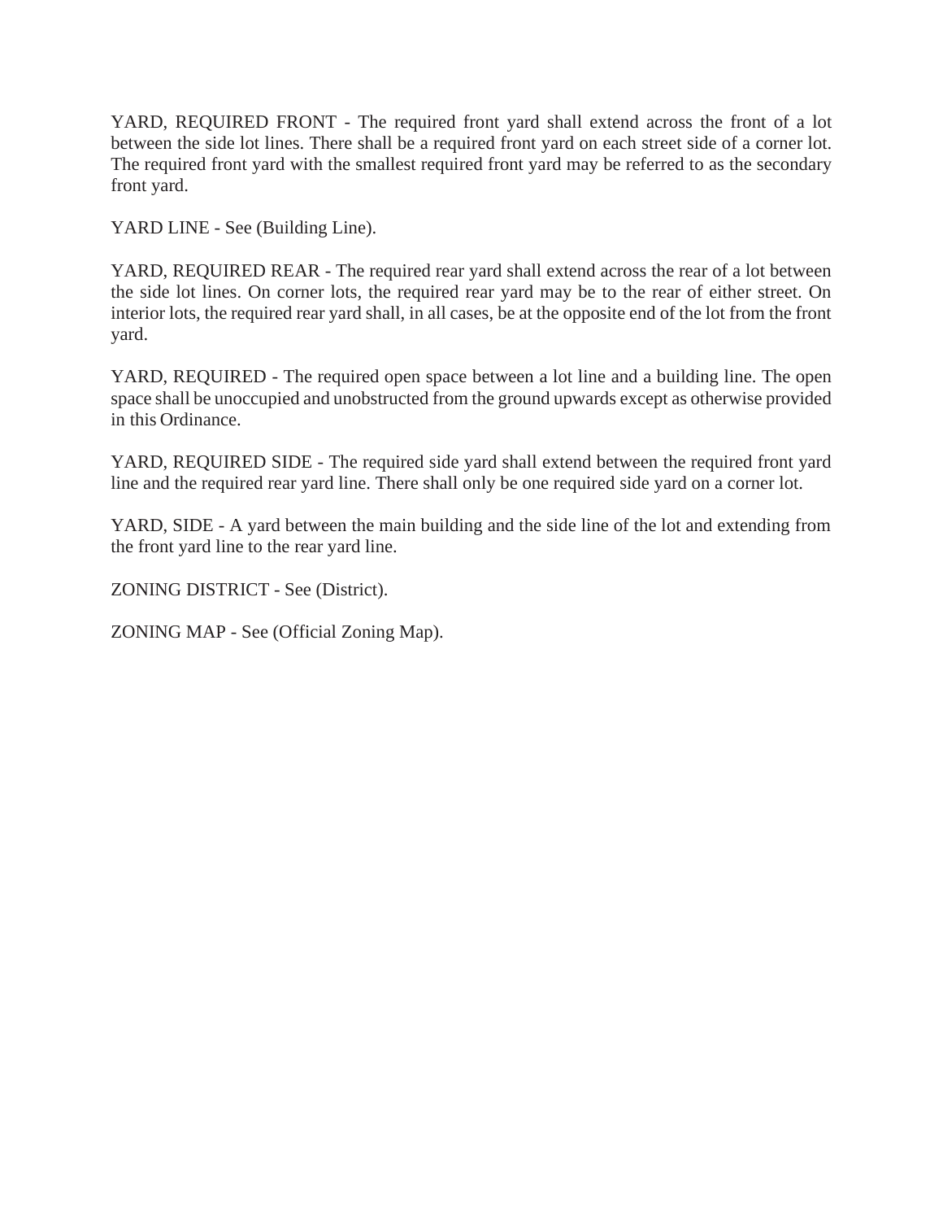YARD, REQUIRED FRONT - The required front yard shall extend across the front of a lot between the side lot lines. There shall be a required front yard on each street side of a corner lot. The required front yard with the smallest required front yard may be referred to as the secondary front yard.

YARD LINE - See (Building Line).

YARD, REQUIRED REAR - The required rear yard shall extend across the rear of a lot between the side lot lines. On corner lots, the required rear yard may be to the rear of either street. On interior lots, the required rear yard shall, in all cases, be at the opposite end of the lot from the front yard.

YARD, REQUIRED - The required open space between a lot line and a building line. The open space shall be unoccupied and unobstructed from the ground upwards except as otherwise provided in this Ordinance.

YARD, REQUIRED SIDE - The required side yard shall extend between the required front yard line and the required rear yard line. There shall only be one required side yard on a corner lot.

YARD, SIDE - A yard between the main building and the side line of the lot and extending from the front yard line to the rear yard line.

ZONING DISTRICT - See (District).

ZONING MAP - See (Official Zoning Map).